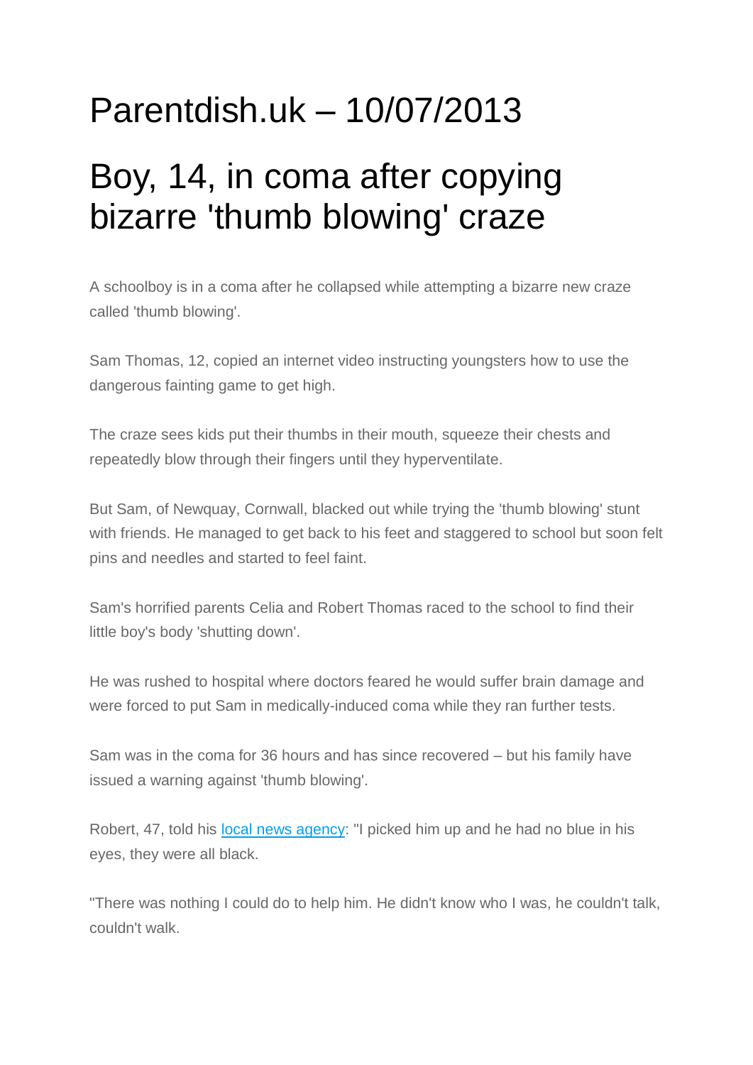# Parentdish.uk – 10/07/2013

# Boy, 14, in coma after copying bizarre 'thumb blowing' craze

A schoolboy is in a coma after he collapsed while attempting a bizarre new craze called 'thumb blowing'.

Sam Thomas, 12, copied an internet video instructing youngsters how to use the dangerous fainting game to get high.

The craze sees kids put their thumbs in their mouth, squeeze their chests and repeatedly blow through their fingers until they hyperventilate.

But Sam, of Newquay, Cornwall, blacked out while trying the 'thumb blowing' stunt with friends. He managed to get back to his feet and staggered to school but soon felt pins and needles and started to feel faint.

Sam's horrified parents Celia and Robert Thomas raced to the school to find their little boy's body 'shutting down'.

He was rushed to hospital where doctors feared he would suffer brain damage and were forced to put Sam in medically-induced coma while they ran further tests.

Sam was in the coma for 36 hours and has since recovered – but his family have issued a warning against 'thumb blowing'.

Robert, 47, told his [local news agency]: "I picked him up and he had no blue in his eyes, they were all black.

"There was nothing I could do to help him. He didn't know who I was, he couldn't talk, couldn't walk.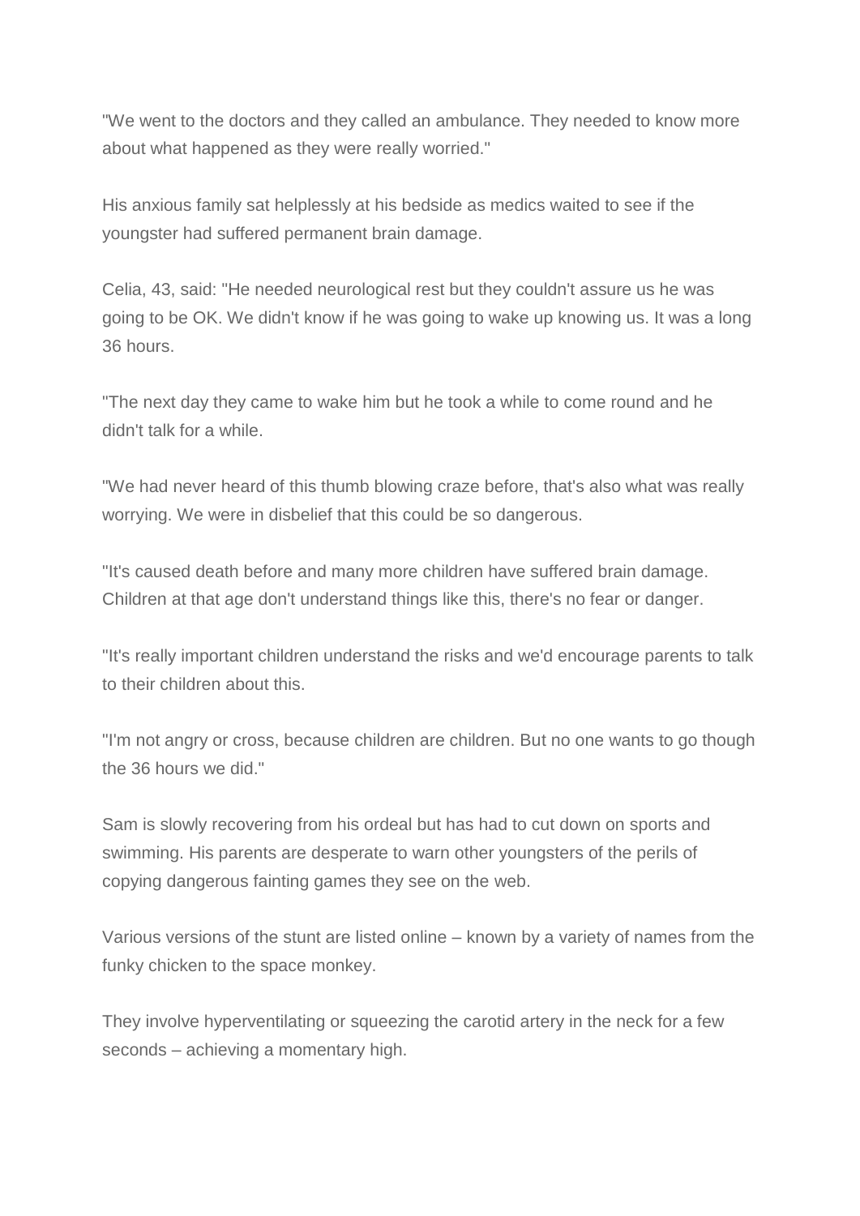"We went to the doctors and they called an ambulance. They needed to know more about what happened as they were really worried."

His anxious family sat helplessly at his bedside as medics waited to see if the youngster had suffered permanent brain damage.

Celia, 43, said: "He needed neurological rest but they couldn't assure us he was going to be OK. We didn't know if he was going to wake up knowing us. It was a long 36 hours.

"The next day they came to wake him but he took a while to come round and he didn't talk for a while.

"We had never heard of this thumb blowing craze before, that's also what was really worrying. We were in disbelief that this could be so dangerous.

"It's caused death before and many more children have suffered brain damage. Children at that age don't understand things like this, there's no fear or danger.

"It's really important children understand the risks and we'd encourage parents to talk to their children about this.

"I'm not angry or cross, because children are children. But no one wants to go though the 36 hours we did."

Sam is slowly recovering from his ordeal but has had to cut down on sports and swimming. His parents are desperate to warn other youngsters of the perils of copying dangerous fainting games they see on the web.

Various versions of the stunt are listed online – known by a variety of names from the funky chicken to the space monkey.

They involve hyperventilating or squeezing the carotid artery in the neck for a few seconds – achieving a momentary high.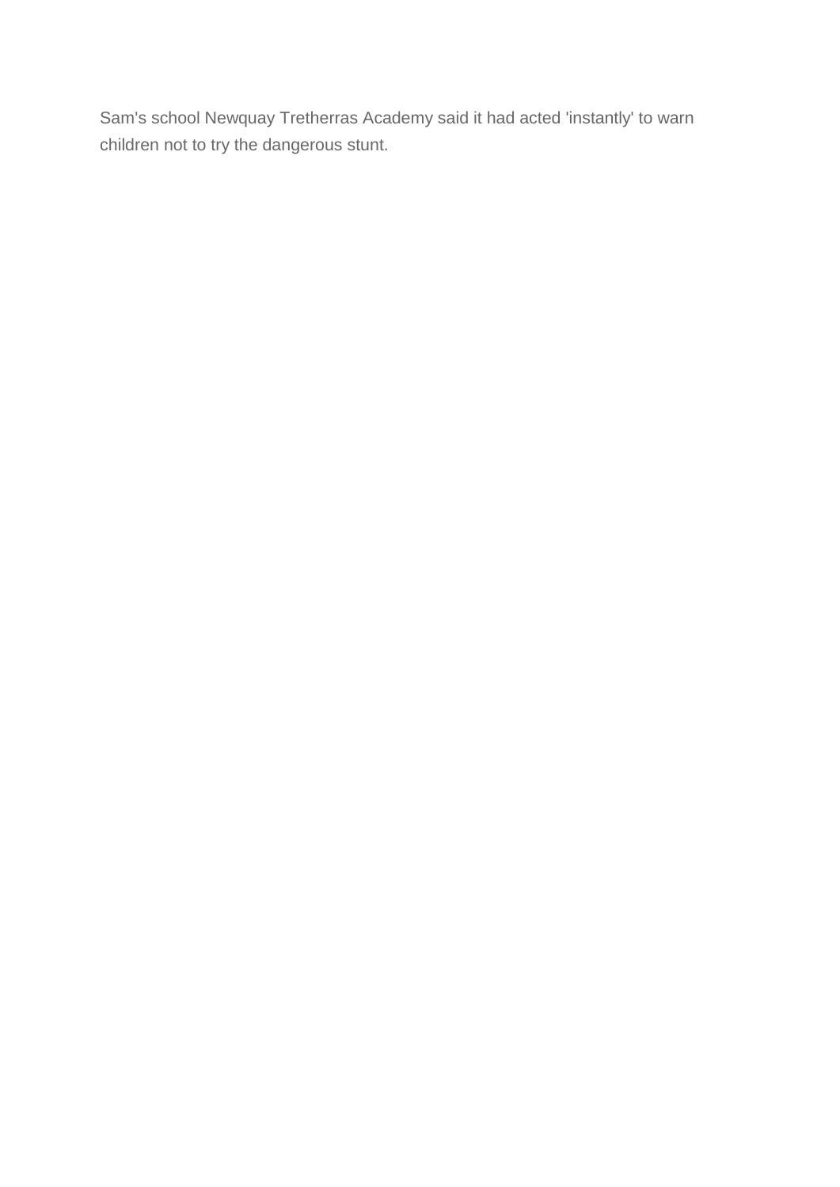Sam's school Newquay Tretherras Academy said it had acted 'instantly' to warn children not to try the dangerous stunt.